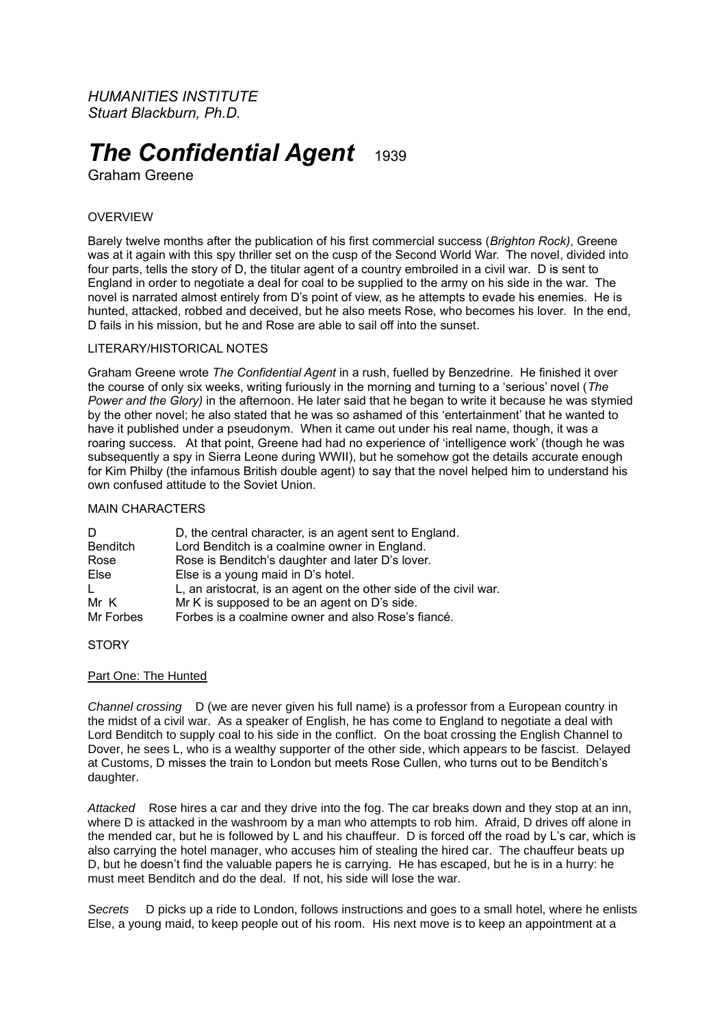*HUMANITIES INSTITUTE*
*Stuart Blackburn, Ph.D.*

# *The Confidential Agent* 1939

Graham Greene

OVERVIEW

Barely twelve months after the publication of his first commercial success (*Brighton Rock)*, Greene was at it again with this spy thriller set on the cusp of the Second World War. The novel, divided into four parts, tells the story of D, the titular agent of a country embroiled in a civil war. D is sent to England in order to negotiate a deal for coal to be supplied to the army on his side in the war. The novel is narrated almost entirely from D's point of view, as he attempts to evade his enemies. He is hunted, attacked, robbed and deceived, but he also meets Rose, who becomes his lover. In the end, D fails in his mission, but he and Rose are able to sail off into the sunset.

LITERARY/HISTORICAL NOTES

Graham Greene wrote *The Confidential Agent* in a rush, fuelled by Benzedrine. He finished it over the course of only six weeks, writing furiously in the morning and turning to a 'serious' novel (*The Power and the Glory)* in the afternoon. He later said that he began to write it because he was stymied by the other novel; he also stated that he was so ashamed of this 'entertainment' that he wanted to have it published under a pseudonym. When it came out under his real name, though, it was a roaring success. At that point, Greene had had no experience of 'intelligence work' (though he was subsequently a spy in Sierra Leone during WWII), but he somehow got the details accurate enough for Kim Philby (the infamous British double agent) to say that the novel helped him to understand his own confused attitude to the Soviet Union.

MAIN CHARACTERS

| | |
|---|---|
| D | D, the central character, is an agent sent to England. |
| Benditch | Lord Benditch is a coalmine owner in England. |
| Rose | Rose is Benditch's daughter and later D's lover. |
| Else | Else is a young maid in D's hotel. |
| L | L, an aristocrat, is an agent on the other side of the civil war. |
| Mr K | Mr K is supposed to be an agent on D's side. |
| Mr Forbes | Forbes is a coalmine owner and also Rose's fiancé. |

STORY

Part One: The Hunted

*Channel crossing* D (we are never given his full name) is a professor from a European country in the midst of a civil war. As a speaker of English, he has come to England to negotiate a deal with Lord Benditch to supply coal to his side in the conflict. On the boat crossing the English Channel to Dover, he sees L, who is a wealthy supporter of the other side, which appears to be fascist. Delayed at Customs, D misses the train to London but meets Rose Cullen, who turns out to be Benditch's daughter.

*Attacked* Rose hires a car and they drive into the fog. The car breaks down and they stop at an inn, where D is attacked in the washroom by a man who attempts to rob him. Afraid, D drives off alone in the mended car, but he is followed by L and his chauffeur. D is forced off the road by L's car, which is also carrying the hotel manager, who accuses him of stealing the hired car. The chauffeur beats up D, but he doesn't find the valuable papers he is carrying. He has escaped, but he is in a hurry: he must meet Benditch and do the deal. If not, his side will lose the war.

*Secrets* D picks up a ride to London, follows instructions and goes to a small hotel, where he enlists Else, a young maid, to keep people out of his room. His next move is to keep an appointment at a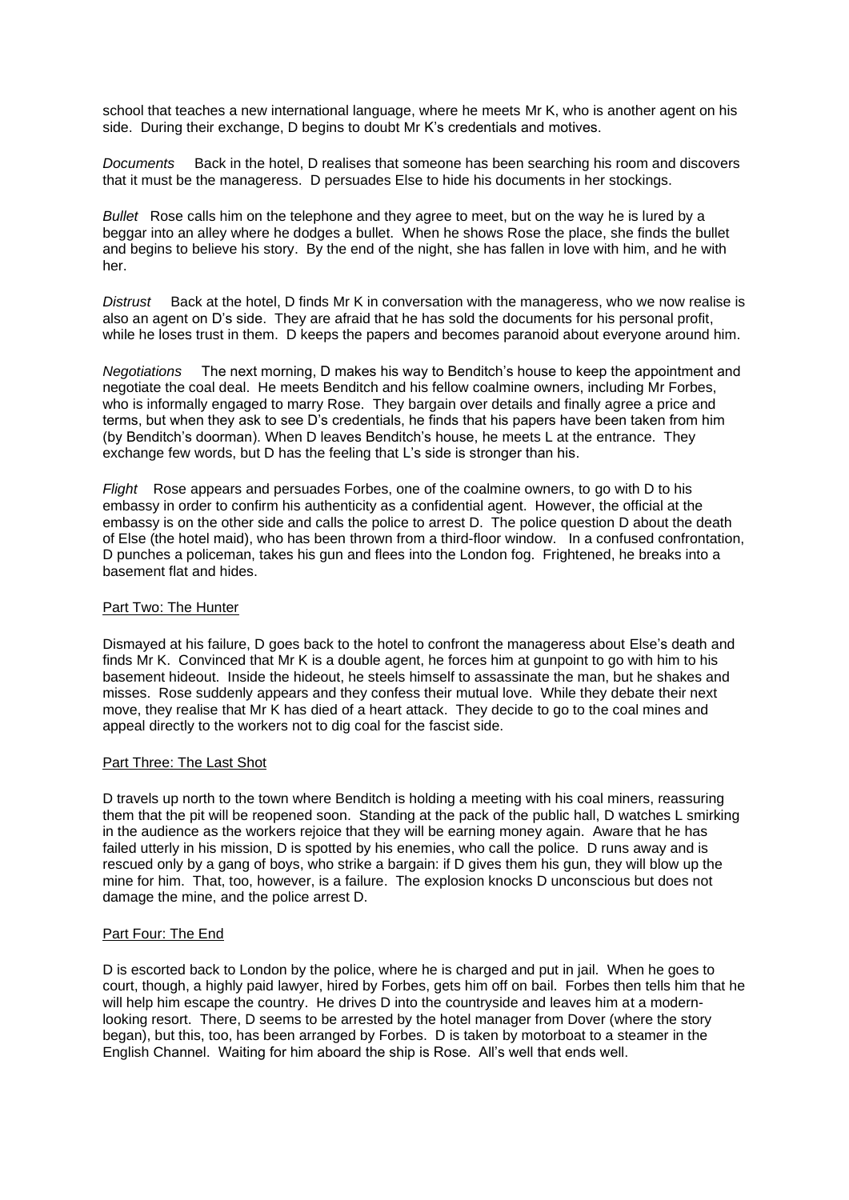school that teaches a new international language, where he meets Mr K, who is another agent on his side. During their exchange, D begins to doubt Mr K's credentials and motives.

*Documents* Back in the hotel, D realises that someone has been searching his room and discovers that it must be the manageress. D persuades Else to hide his documents in her stockings.

*Bullet* Rose calls him on the telephone and they agree to meet, but on the way he is lured by a beggar into an alley where he dodges a bullet. When he shows Rose the place, she finds the bullet and begins to believe his story. By the end of the night, she has fallen in love with him, and he with her.

*Distrust* Back at the hotel, D finds Mr K in conversation with the manageress, who we now realise is also an agent on D's side. They are afraid that he has sold the documents for his personal profit, while he loses trust in them. D keeps the papers and becomes paranoid about everyone around him.

*Negotiations* The next morning, D makes his way to Benditch's house to keep the appointment and negotiate the coal deal. He meets Benditch and his fellow coalmine owners, including Mr Forbes, who is informally engaged to marry Rose. They bargain over details and finally agree a price and terms, but when they ask to see D's credentials, he finds that his papers have been taken from him (by Benditch's doorman). When D leaves Benditch's house, he meets L at the entrance. They exchange few words, but D has the feeling that L's side is stronger than his.

*Flight* Rose appears and persuades Forbes, one of the coalmine owners, to go with D to his embassy in order to confirm his authenticity as a confidential agent. However, the official at the embassy is on the other side and calls the police to arrest D. The police question D about the death of Else (the hotel maid), who has been thrown from a third-floor window. In a confused confrontation, D punches a policeman, takes his gun and flees into the London fog. Frightened, he breaks into a basement flat and hides.

<u>Part Two: The Hunter</u>

Dismayed at his failure, D goes back to the hotel to confront the manageress about Else's death and finds Mr K. Convinced that Mr K is a double agent, he forces him at gunpoint to go with him to his basement hideout. Inside the hideout, he steels himself to assassinate the man, but he shakes and misses. Rose suddenly appears and they confess their mutual love. While they debate their next move, they realise that Mr K has died of a heart attack. They decide to go to the coal mines and appeal directly to the workers not to dig coal for the fascist side.

<u>Part Three: The Last Shot</u>

D travels up north to the town where Benditch is holding a meeting with his coal miners, reassuring them that the pit will be reopened soon. Standing at the pack of the public hall, D watches L smirking in the audience as the workers rejoice that they will be earning money again. Aware that he has failed utterly in his mission, D is spotted by his enemies, who call the police. D runs away and is rescued only by a gang of boys, who strike a bargain: if D gives them his gun, they will blow up the mine for him. That, too, however, is a failure. The explosion knocks D unconscious but does not damage the mine, and the police arrest D.

<u>Part Four: The End</u>

D is escorted back to London by the police, where he is charged and put in jail. When he goes to court, though, a highly paid lawyer, hired by Forbes, gets him off on bail. Forbes then tells him that he will help him escape the country. He drives D into the countryside and leaves him at a modern-looking resort. There, D seems to be arrested by the hotel manager from Dover (where the story began), but this, too, has been arranged by Forbes. D is taken by motorboat to a steamer in the English Channel. Waiting for him aboard the ship is Rose. All's well that ends well.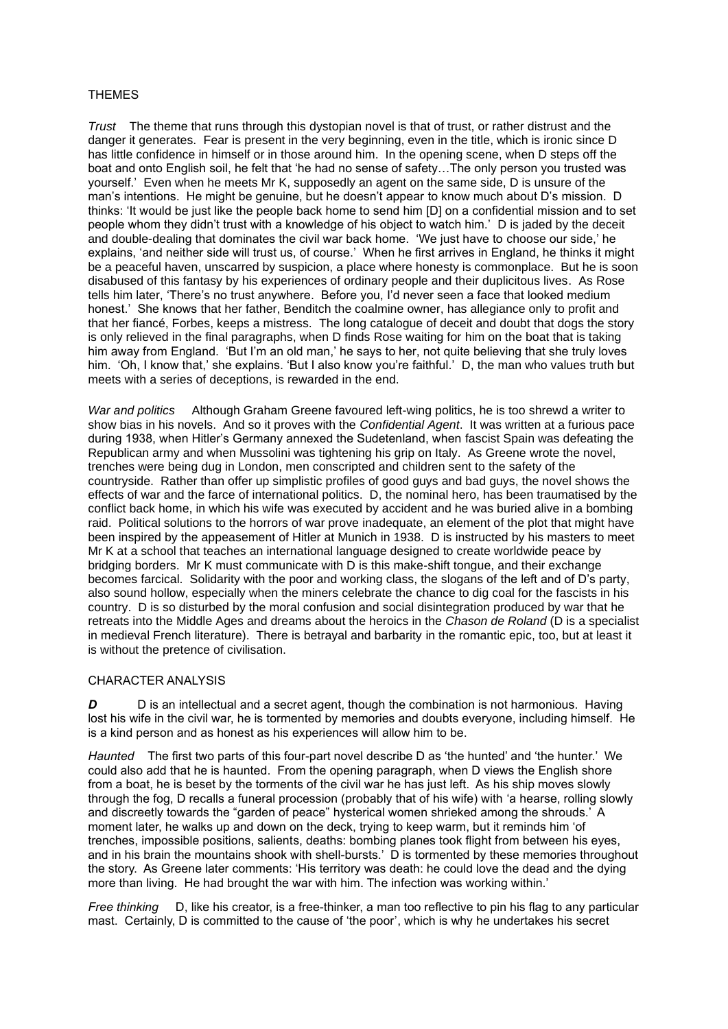## THEMES

*Trust* The theme that runs through this dystopian novel is that of trust, or rather distrust and the danger it generates. Fear is present in the very beginning, even in the title, which is ironic since D has little confidence in himself or in those around him. In the opening scene, when D steps off the boat and onto English soil, he felt that 'he had no sense of safety…The only person you trusted was yourself.' Even when he meets Mr K, supposedly an agent on the same side, D is unsure of the man's intentions. He might be genuine, but he doesn't appear to know much about D's mission. D thinks: 'It would be just like the people back home to send him [D] on a confidential mission and to set people whom they didn't trust with a knowledge of his object to watch him.' D is jaded by the deceit and double-dealing that dominates the civil war back home. 'We just have to choose our side,' he explains, 'and neither side will trust us, of course.' When he first arrives in England, he thinks it might be a peaceful haven, unscarred by suspicion, a place where honesty is commonplace. But he is soon disabused of this fantasy by his experiences of ordinary people and their duplicitous lives. As Rose tells him later, 'There's no trust anywhere. Before you, I'd never seen a face that looked medium honest.' She knows that her father, Benditch the coalmine owner, has allegiance only to profit and that her fiancé, Forbes, keeps a mistress. The long catalogue of deceit and doubt that dogs the story is only relieved in the final paragraphs, when D finds Rose waiting for him on the boat that is taking him away from England. 'But I'm an old man,' he says to her, not quite believing that she truly loves him. 'Oh, I know that,' she explains. 'But I also know you're faithful.' D, the man who values truth but meets with a series of deceptions, is rewarded in the end.

*War and politics* Although Graham Greene favoured left-wing politics, he is too shrewd a writer to show bias in his novels. And so it proves with the *Confidential Agent*. It was written at a furious pace during 1938, when Hitler's Germany annexed the Sudetenland, when fascist Spain was defeating the Republican army and when Mussolini was tightening his grip on Italy. As Greene wrote the novel, trenches were being dug in London, men conscripted and children sent to the safety of the countryside. Rather than offer up simplistic profiles of good guys and bad guys, the novel shows the effects of war and the farce of international politics. D, the nominal hero, has been traumatised by the conflict back home, in which his wife was executed by accident and he was buried alive in a bombing raid. Political solutions to the horrors of war prove inadequate, an element of the plot that might have been inspired by the appeasement of Hitler at Munich in 1938. D is instructed by his masters to meet Mr K at a school that teaches an international language designed to create worldwide peace by bridging borders. Mr K must communicate with D is this make-shift tongue, and their exchange becomes farcical. Solidarity with the poor and working class, the slogans of the left and of D's party, also sound hollow, especially when the miners celebrate the chance to dig coal for the fascists in his country. D is so disturbed by the moral confusion and social disintegration produced by war that he retreats into the Middle Ages and dreams about the heroics in the *Chason de Roland* (D is a specialist in medieval French literature). There is betrayal and barbarity in the romantic epic, too, but at least it is without the pretence of civilisation.

## CHARACTER ANALYSIS

***D*** D is an intellectual and a secret agent, though the combination is not harmonious. Having lost his wife in the civil war, he is tormented by memories and doubts everyone, including himself. He is a kind person and as honest as his experiences will allow him to be.

*Haunted* The first two parts of this four-part novel describe D as 'the hunted' and 'the hunter.' We could also add that he is haunted. From the opening paragraph, when D views the English shore from a boat, he is beset by the torments of the civil war he has just left. As his ship moves slowly through the fog, D recalls a funeral procession (probably that of his wife) with 'a hearse, rolling slowly and discreetly towards the "garden of peace" hysterical women shrieked among the shrouds.' A moment later, he walks up and down on the deck, trying to keep warm, but it reminds him 'of trenches, impossible positions, salients, deaths: bombing planes took flight from between his eyes, and in his brain the mountains shook with shell-bursts.' D is tormented by these memories throughout the story. As Greene later comments: 'His territory was death: he could love the dead and the dying more than living. He had brought the war with him. The infection was working within.'

*Free thinking* D, like his creator, is a free-thinker, a man too reflective to pin his flag to any particular mast. Certainly, D is committed to the cause of 'the poor', which is why he undertakes his secret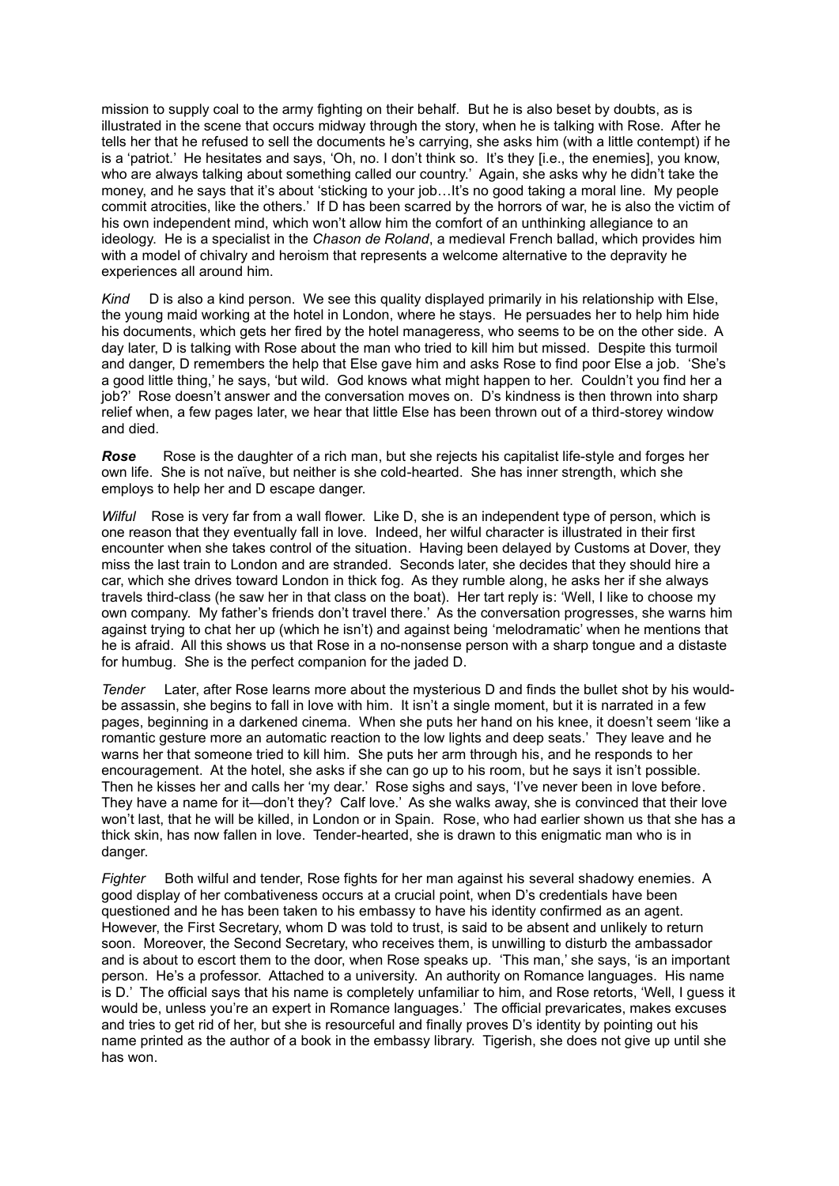mission to supply coal to the army fighting on their behalf. But he is also beset by doubts, as is illustrated in the scene that occurs midway through the story, when he is talking with Rose. After he tells her that he refused to sell the documents he's carrying, she asks him (with a little contempt) if he is a 'patriot.' He hesitates and says, 'Oh, no. I don't think so. It's they [i.e., the enemies], you know, who are always talking about something called our country.' Again, she asks why he didn't take the money, and he says that it's about 'sticking to your job…It's no good taking a moral line. My people commit atrocities, like the others.' If D has been scarred by the horrors of war, he is also the victim of his own independent mind, which won't allow him the comfort of an unthinking allegiance to an ideology. He is a specialist in the *Chason de Roland*, a medieval French ballad, which provides him with a model of chivalry and heroism that represents a welcome alternative to the depravity he experiences all around him.

*Kind* D is also a kind person. We see this quality displayed primarily in his relationship with Else, the young maid working at the hotel in London, where he stays. He persuades her to help him hide his documents, which gets her fired by the hotel manageress, who seems to be on the other side. A day later, D is talking with Rose about the man who tried to kill him but missed. Despite this turmoil and danger, D remembers the help that Else gave him and asks Rose to find poor Else a job. 'She's a good little thing,' he says, 'but wild. God knows what might happen to her. Couldn't you find her a job?' Rose doesn't answer and the conversation moves on. D's kindness is then thrown into sharp relief when, a few pages later, we hear that little Else has been thrown out of a third-storey window and died.

***Rose*** Rose is the daughter of a rich man, but she rejects his capitalist life-style and forges her own life. She is not naïve, but neither is she cold-hearted. She has inner strength, which she employs to help her and D escape danger.

*Wilful* Rose is very far from a wall flower. Like D, she is an independent type of person, which is one reason that they eventually fall in love. Indeed, her wilful character is illustrated in their first encounter when she takes control of the situation. Having been delayed by Customs at Dover, they miss the last train to London and are stranded. Seconds later, she decides that they should hire a car, which she drives toward London in thick fog. As they rumble along, he asks her if she always travels third-class (he saw her in that class on the boat). Her tart reply is: 'Well, I like to choose my own company. My father's friends don't travel there.' As the conversation progresses, she warns him against trying to chat her up (which he isn't) and against being 'melodramatic' when he mentions that he is afraid. All this shows us that Rose in a no-nonsense person with a sharp tongue and a distaste for humbug. She is the perfect companion for the jaded D.

*Tender* Later, after Rose learns more about the mysterious D and finds the bullet shot by his would-be assassin, she begins to fall in love with him. It isn't a single moment, but it is narrated in a few pages, beginning in a darkened cinema. When she puts her hand on his knee, it doesn't seem 'like a romantic gesture more an automatic reaction to the low lights and deep seats.' They leave and he warns her that someone tried to kill him. She puts her arm through his, and he responds to her encouragement. At the hotel, she asks if she can go up to his room, but he says it isn't possible. Then he kisses her and calls her 'my dear.' Rose sighs and says, 'I've never been in love before. They have a name for it—don't they? Calf love.' As she walks away, she is convinced that their love won't last, that he will be killed, in London or in Spain. Rose, who had earlier shown us that she has a thick skin, has now fallen in love. Tender-hearted, she is drawn to this enigmatic man who is in danger.

*Fighter* Both wilful and tender, Rose fights for her man against his several shadowy enemies. A good display of her combativeness occurs at a crucial point, when D's credentials have been questioned and he has been taken to his embassy to have his identity confirmed as an agent. However, the First Secretary, whom D was told to trust, is said to be absent and unlikely to return soon. Moreover, the Second Secretary, who receives them, is unwilling to disturb the ambassador and is about to escort them to the door, when Rose speaks up. 'This man,' she says, 'is an important person. He's a professor. Attached to a university. An authority on Romance languages. His name is D.' The official says that his name is completely unfamiliar to him, and Rose retorts, 'Well, I guess it would be, unless you're an expert in Romance languages.' The official prevaricates, makes excuses and tries to get rid of her, but she is resourceful and finally proves D's identity by pointing out his name printed as the author of a book in the embassy library. Tigerish, she does not give up until she has won.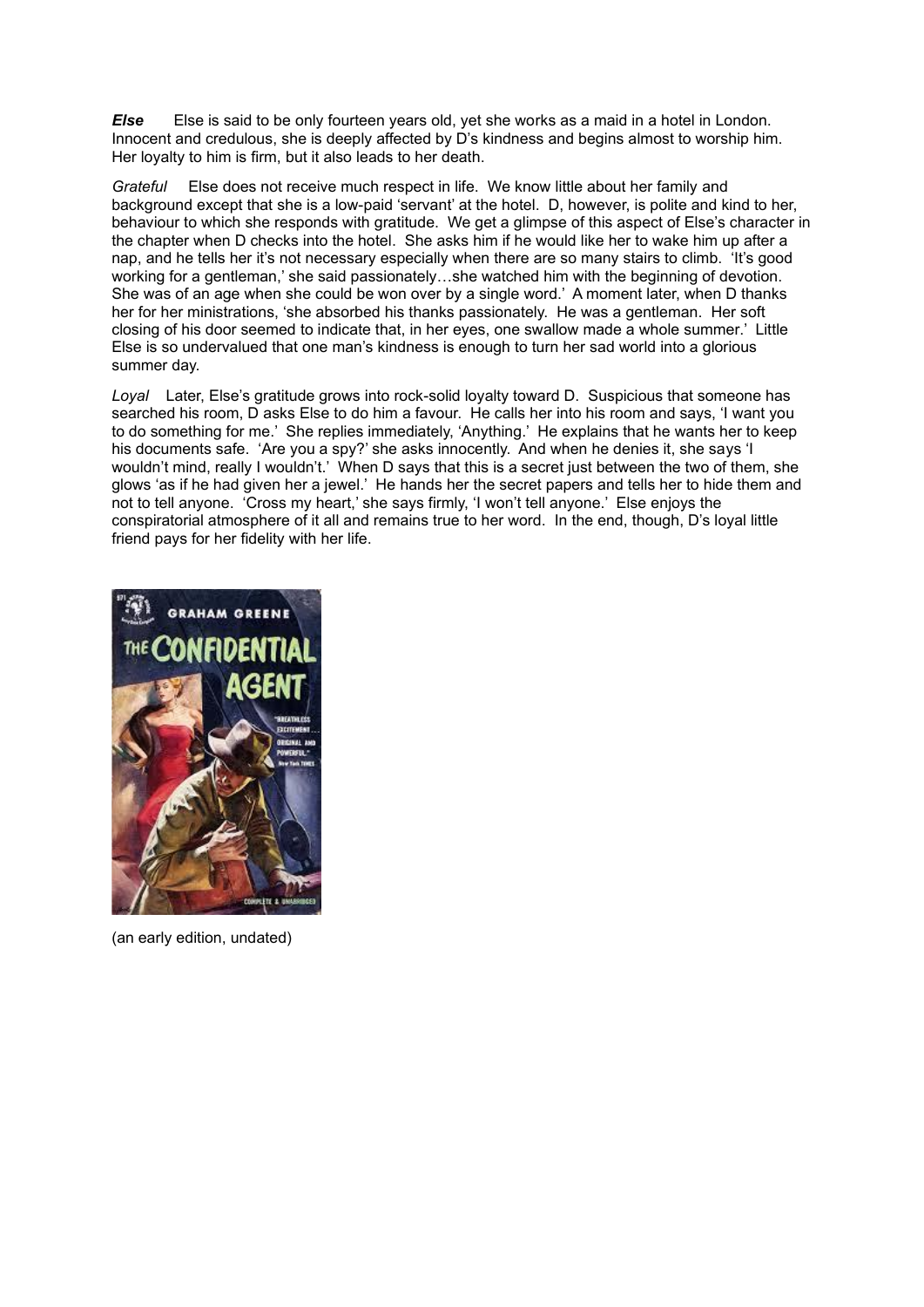***Else*** Else is said to be only fourteen years old, yet she works as a maid in a hotel in London. Innocent and credulous, she is deeply affected by D's kindness and begins almost to worship him. Her loyalty to him is firm, but it also leads to her death.

*Grateful* Else does not receive much respect in life. We know little about her family and background except that she is a low-paid 'servant' at the hotel. D, however, is polite and kind to her, behaviour to which she responds with gratitude. We get a glimpse of this aspect of Else's character in the chapter when D checks into the hotel. She asks him if he would like her to wake him up after a nap, and he tells her it's not necessary especially when there are so many stairs to climb. 'It's good working for a gentleman,' she said passionately…she watched him with the beginning of devotion. She was of an age when she could be won over by a single word.' A moment later, when D thanks her for her ministrations, 'she absorbed his thanks passionately. He was a gentleman. Her soft closing of his door seemed to indicate that, in her eyes, one swallow made a whole summer.' Little Else is so undervalued that one man's kindness is enough to turn her sad world into a glorious summer day.

*Loyal* Later, Else's gratitude grows into rock-solid loyalty toward D. Suspicious that someone has searched his room, D asks Else to do him a favour. He calls her into his room and says, 'I want you to do something for me.' She replies immediately, 'Anything.' He explains that he wants her to keep his documents safe. 'Are you a spy?' she asks innocently. And when he denies it, she says 'I wouldn't mind, really I wouldn't.' When D says that this is a secret just between the two of them, she glows 'as if he had given her a jewel.' He hands her the secret papers and tells her to hide them and not to tell anyone. 'Cross my heart,' she says firmly, 'I won't tell anyone.' Else enjoys the conspiratorial atmosphere of it all and remains true to her word. In the end, though, D's loyal little friend pays for her fidelity with her life.

(an early edition, undated)